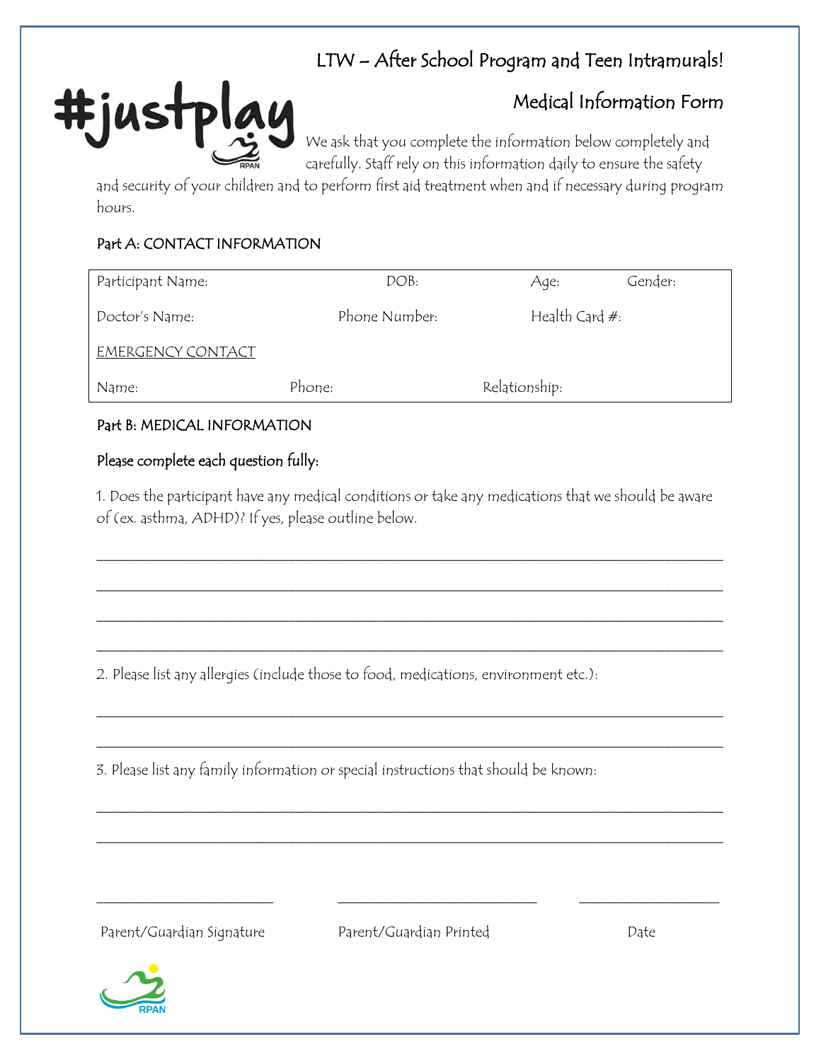#justplay

## LTW – After School Program and Teen Intramurals!

## Medical Information Form

We ask that you complete the information below completely and carefully. Staff rely on this information daily to ensure the safety and security of your children and to perform first aid treatment when and if necessary during program hours.

### Part A: CONTACT INFORMATION

| Participant Name: | DOB: | Age: | Gender: |
|---|---|---|---|
| Doctor's Name: | Phone Number: | Health Card #: | |
| EMERGENCY CONTACT | | | |
| Name: | Phone: | Relationship: | |

### Part B: MEDICAL INFORMATION

**Please complete each question fully:**

1. Does the participant have any medical conditions or take any medications that we should be aware of (ex. asthma, ADHD)? If yes, please outline below.

______________________________________________________________________________

______________________________________________________________________________

______________________________________________________________________________

______________________________________________________________________________

2. Please list any allergies (include those to food, medications, environment etc.):

______________________________________________________________________________

______________________________________________________________________________

3. Please list any family information or special instructions that should be known:

______________________________________________________________________________

______________________________________________________________________________

______________________ ______________________ ______________________

Parent/Guardian Signature Parent/Guardian Printed Date

RPAN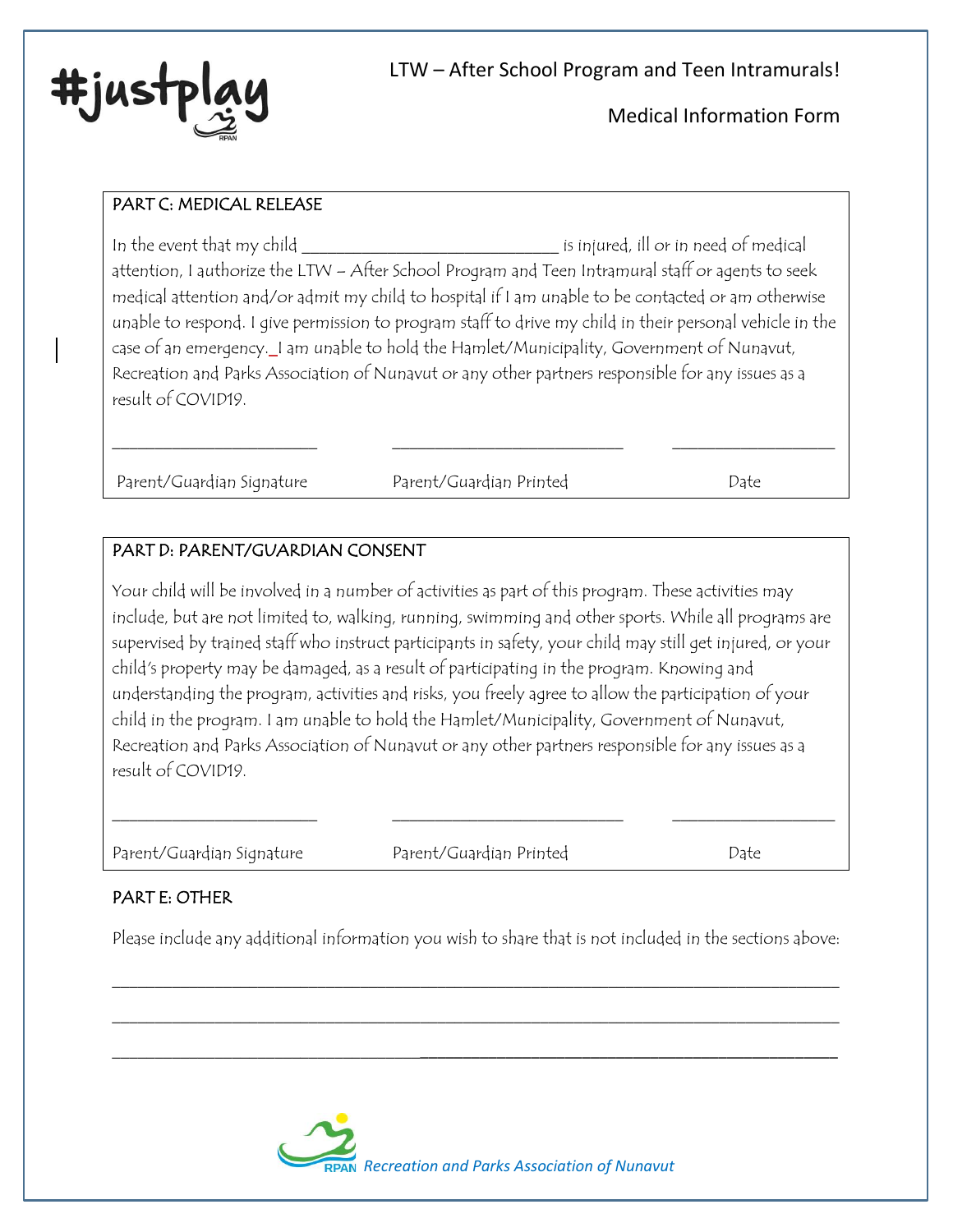#justplay

LTW – After School Program and Teen Intramurals!

Medical Information Form

PART C: MEDICAL RELEASE

In the event that my child ______________________________ is injured, ill or in need of medical attention, I authorize the LTW – After School Program and Teen Intramural staff or agents to seek medical attention and/or admit my child to hospital if I am unable to be contacted or am otherwise unable to respond. I give permission to program staff to drive my child in their personal vehicle in the case of an emergency. I am unable to hold the Hamlet/Municipality, Government of Nunavut, Recreation and Parks Association of Nunavut or any other partners responsible for any issues as a result of COVID19.

________________________ &nbsp;&nbsp;&nbsp; ___________________________ &nbsp;&nbsp;&nbsp; ___________________

Parent/Guardian Signature &nbsp;&nbsp;&nbsp; Parent/Guardian Printed &nbsp;&nbsp;&nbsp; Date

PART D: PARENT/GUARDIAN CONSENT

Your child will be involved in a number of activities as part of this program. These activities may include, but are not limited to, walking, running, swimming and other sports. While all programs are supervised by trained staff who instruct participants in safety, your child may still get injured, or your child's property may be damaged, as a result of participating in the program. Knowing and understanding the program, activities and risks, you freely agree to allow the participation of your child in the program. I am unable to hold the Hamlet/Municipality, Government of Nunavut, Recreation and Parks Association of Nunavut or any other partners responsible for any issues as a result of COVID19.

________________________ &nbsp;&nbsp;&nbsp; ___________________________ &nbsp;&nbsp;&nbsp; ___________________

Parent/Guardian Signature &nbsp;&nbsp;&nbsp; Parent/Guardian Printed &nbsp;&nbsp;&nbsp; Date

PART E: OTHER

Please include any additional information you wish to share that is not included in the sections above:

_____________________________________________________________________________________

_____________________________________________________________________________________

_____________________________________________________________________________________

RPAN *Recreation and Parks Association of Nunavut*